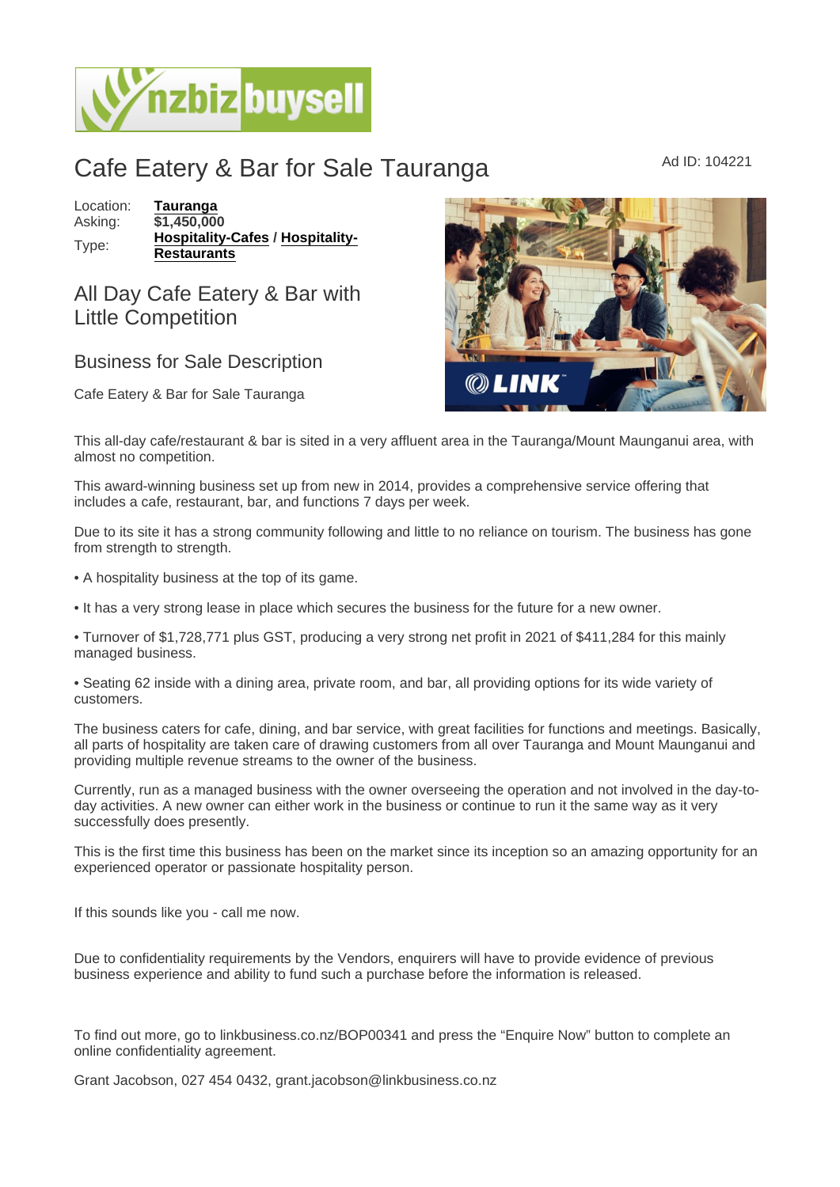# Cafe Eatery & Bar for Sale Tauranga

Ad ID: 104221

| | |
|---|---|
| Location: | **Tauranga** |
| Asking: | **$1,450,000** |
| Type: | **Hospitality-Cafes** / **Hospitality-Restaurants** |

## All Day Cafe Eatery & Bar with Little Competition

### Business for Sale Description

Cafe Eatery & Bar for Sale Tauranga

This all-day cafe/restaurant & bar is sited in a very affluent area in the Tauranga/Mount Maunganui area, with almost no competition.

This award-winning business set up from new in 2014, provides a comprehensive service offering that includes a cafe, restaurant, bar, and functions 7 days per week.

Due to its site it has a strong community following and little to no reliance on tourism. The business has gone from strength to strength.

- A hospitality business at the top of its game.
- It has a very strong lease in place which secures the business for the future for a new owner.
- Turnover of $1,728,771 plus GST, producing a very strong net profit in 2021 of $411,284 for this mainly managed business.
- Seating 62 inside with a dining area, private room, and bar, all providing options for its wide variety of customers.

The business caters for cafe, dining, and bar service, with great facilities for functions and meetings. Basically, all parts of hospitality are taken care of drawing customers from all over Tauranga and Mount Maunganui and providing multiple revenue streams to the owner of the business.

Currently, run as a managed business with the owner overseeing the operation and not involved in the day-to-day activities. A new owner can either work in the business or continue to run it the same way as it very successfully does presently.

This is the first time this business has been on the market since its inception so an amazing opportunity for an experienced operator or passionate hospitality person.

If this sounds like you - call me now.

Due to confidentiality requirements by the Vendors, enquirers will have to provide evidence of previous business experience and ability to fund such a purchase before the information is released.

To find out more, go to linkbusiness.co.nz/BOP00341 and press the “Enquire Now” button to complete an online confidentiality agreement.

Grant Jacobson, 027 454 0432, grant.jacobson@linkbusiness.co.nz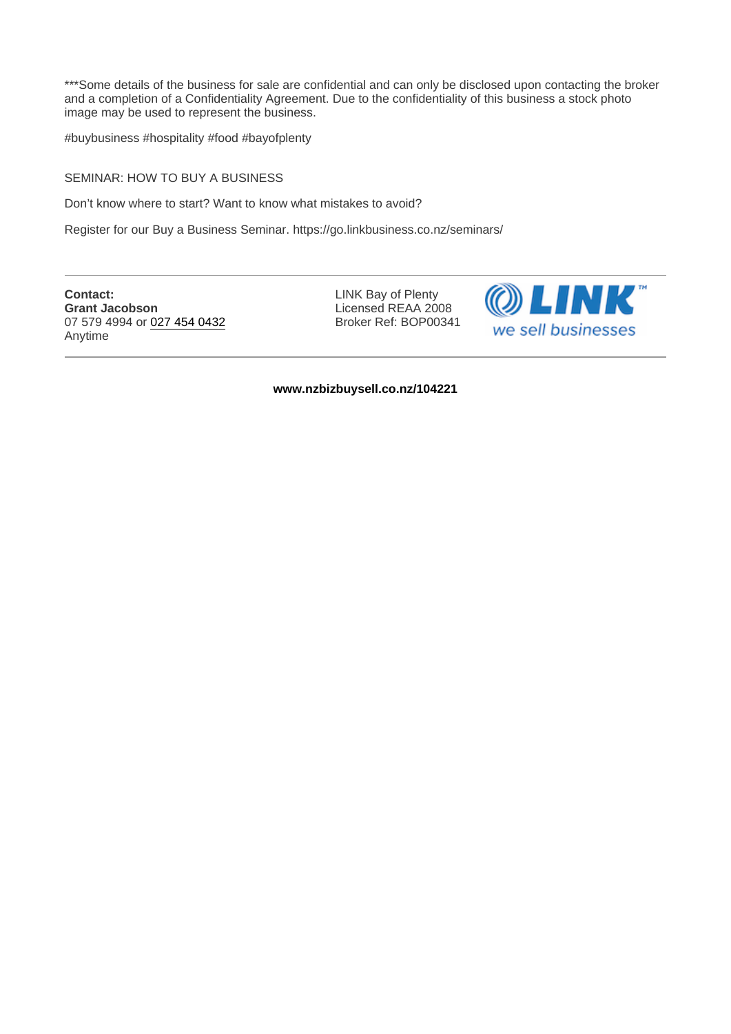***Some details of the business for sale are confidential and can only be disclosed upon contacting the broker and a completion of a Confidentiality Agreement. Due to the confidentiality of this business a stock photo image may be used to represent the business.

#buybusiness #hospitality #food #bayofplenty

SEMINAR: HOW TO BUY A BUSINESS

Don’t know where to start? Want to know what mistakes to avoid?

Register for our Buy a Business Seminar. https://go.linkbusiness.co.nz/seminars/

---

**Contact:**
**Grant Jacobson**
07 579 4994 or 027 454 0432
Anytime

LINK Bay of Plenty
Licensed REAA 2008
Broker Ref: BOP00341

LINK™ we sell businesses

---

**www.nzbizbuysell.co.nz/104221**